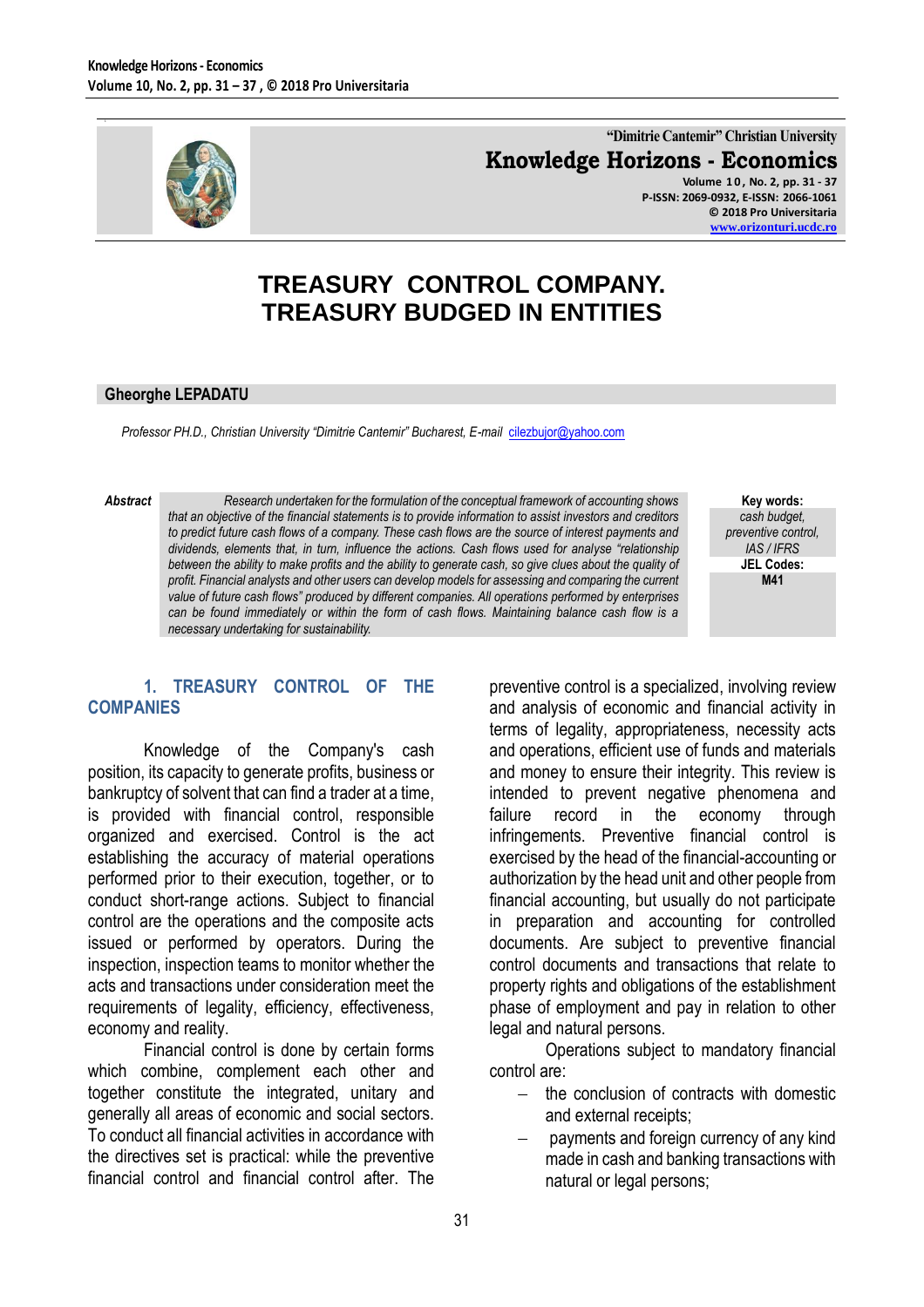# TREASURY CONTROL COMPANY. TREASURY BUDGED IN ENTITIES

**Gheorghe LEPADATU**

*Professor PH.D., Christian University "Dimitrie Cantemir" Bucharest, E-mail* cilezbujor@yahoo.com

***Abstract*** *Research undertaken for the formulation of the conceptual framework of accounting shows that an objective of the financial statements is to provide information to assist investors and creditors to predict future cash flows of a company. These cash flows are the source of interest payments and dividends, elements that, in turn, influence the actions. Cash flows used for analyse "relationship between the ability to make profits and the ability to generate cash, so give clues about the quality of profit. Financial analysts and other users can develop models for assessing and comparing the current value of future cash flows" produced by different companies. All operations performed by enterprises can be found immediately or within the form of cash flows. Maintaining balance cash flow is a necessary undertaking for sustainability.*

**Key words:** *cash budget, preventive control, IAS / IFRS*

**JEL Codes:** **M41**

## 1. TREASURY CONTROL OF THE COMPANIES

Knowledge of the Company's cash position, its capacity to generate profits, business or bankruptcy of solvent that can find a trader at a time, is provided with financial control, responsible organized and exercised. Control is the act establishing the accuracy of material operations performed prior to their execution, together, or to conduct short-range actions. Subject to financial control are the operations and the composite acts issued or performed by operators. During the inspection, inspection teams to monitor whether the acts and transactions under consideration meet the requirements of legality, efficiency, effectiveness, economy and reality.

Financial control is done by certain forms which combine, complement each other and together constitute the integrated, unitary and generally all areas of economic and social sectors. To conduct all financial activities in accordance with the directives set is practical: while the preventive financial control and financial control after. The preventive control is a specialized, involving review and analysis of economic and financial activity in terms of legality, appropriateness, necessity acts and operations, efficient use of funds and materials and money to ensure their integrity. This review is intended to prevent negative phenomena and failure record in the economy through infringements. Preventive financial control is exercised by the head of the financial-accounting or authorization by the head unit and other people from financial accounting, but usually do not participate in preparation and accounting for controlled documents. Are subject to preventive financial control documents and transactions that relate to property rights and obligations of the establishment phase of employment and pay in relation to other legal and natural persons.

Operations subject to mandatory financial control are:

- the conclusion of contracts with domestic and external receipts;
- payments and foreign currency of any kind made in cash and banking transactions with natural or legal persons;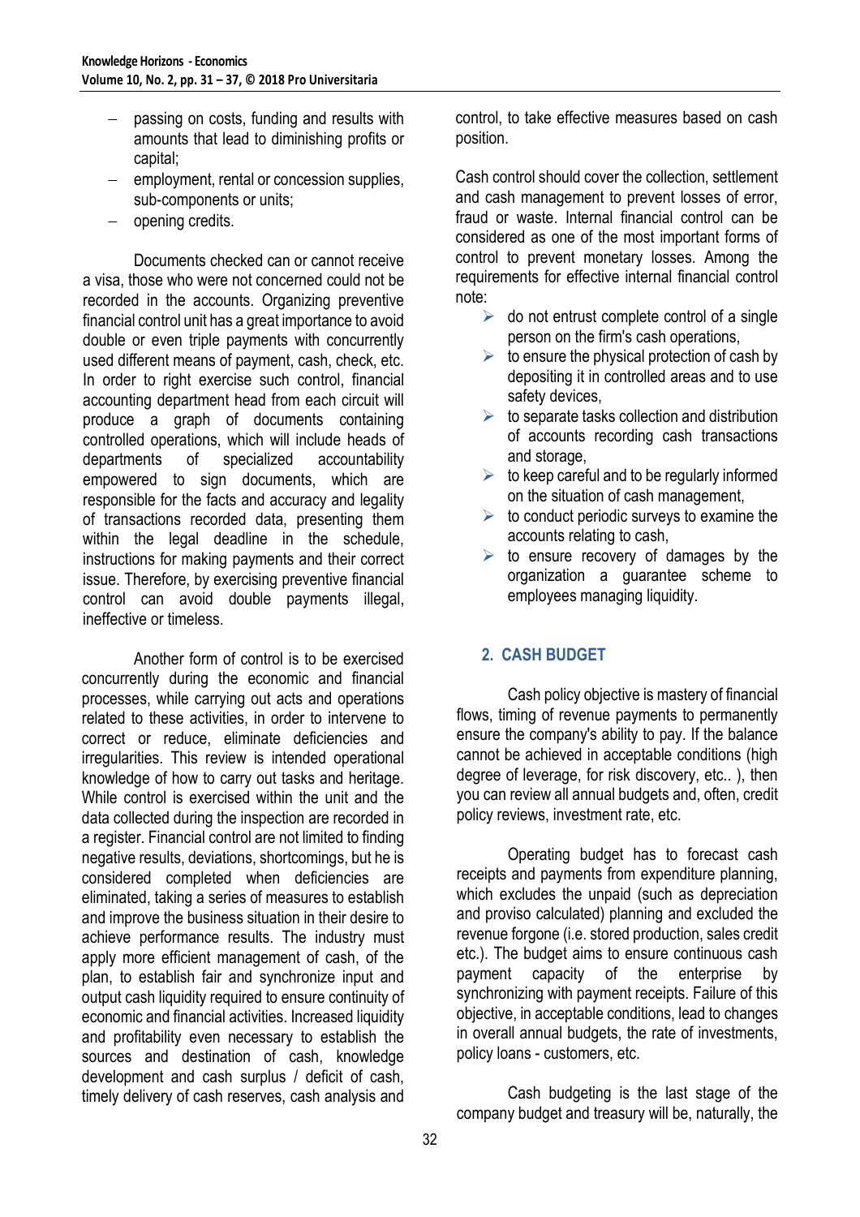- passing on costs, funding and results with amounts that lead to diminishing profits or capital;
- employment, rental or concession supplies, sub-components or units;
- opening credits.

Documents checked can or cannot receive a visa, those who were not concerned could not be recorded in the accounts. Organizing preventive financial control unit has a great importance to avoid double or even triple payments with concurrently used different means of payment, cash, check, etc. In order to right exercise such control, financial accounting department head from each circuit will produce a graph of documents containing controlled operations, which will include heads of departments of specialized accountability empowered to sign documents, which are responsible for the facts and accuracy and legality of transactions recorded data, presenting them within the legal deadline in the schedule, instructions for making payments and their correct issue. Therefore, by exercising preventive financial control can avoid double payments illegal, ineffective or timeless.

Another form of control is to be exercised concurrently during the economic and financial processes, while carrying out acts and operations related to these activities, in order to intervene to correct or reduce, eliminate deficiencies and irregularities. This review is intended operational knowledge of how to carry out tasks and heritage. While control is exercised within the unit and the data collected during the inspection are recorded in a register. Financial control are not limited to finding negative results, deviations, shortcomings, but he is considered completed when deficiencies are eliminated, taking a series of measures to establish and improve the business situation in their desire to achieve performance results. The industry must apply more efficient management of cash, of the plan, to establish fair and synchronize input and output cash liquidity required to ensure continuity of economic and financial activities. Increased liquidity and profitability even necessary to establish the sources and destination of cash, knowledge development and cash surplus / deficit of cash, timely delivery of cash reserves, cash analysis and control, to take effective measures based on cash position.

Cash control should cover the collection, settlement and cash management to prevent losses of error, fraud or waste. Internal financial control can be considered as one of the most important forms of control to prevent monetary losses. Among the requirements for effective internal financial control note:

- do not entrust complete control of a single person on the firm's cash operations,
- to ensure the physical protection of cash by depositing it in controlled areas and to use safety devices,
- to separate tasks collection and distribution of accounts recording cash transactions and storage,
- to keep careful and to be regularly informed on the situation of cash management,
- to conduct periodic surveys to examine the accounts relating to cash,
- to ensure recovery of damages by the organization a guarantee scheme to employees managing liquidity.

## 2. CASH BUDGET

Cash policy objective is mastery of financial flows, timing of revenue payments to permanently ensure the company's ability to pay. If the balance cannot be achieved in acceptable conditions (high degree of leverage, for risk discovery, etc.. ), then you can review all annual budgets and, often, credit policy reviews, investment rate, etc.

Operating budget has to forecast cash receipts and payments from expenditure planning, which excludes the unpaid (such as depreciation and proviso calculated) planning and excluded the revenue forgone (i.e. stored production, sales credit etc.). The budget aims to ensure continuous cash payment capacity of the enterprise by synchronizing with payment receipts. Failure of this objective, in acceptable conditions, lead to changes in overall annual budgets, the rate of investments, policy loans - customers, etc.

Cash budgeting is the last stage of the company budget and treasury will be, naturally, the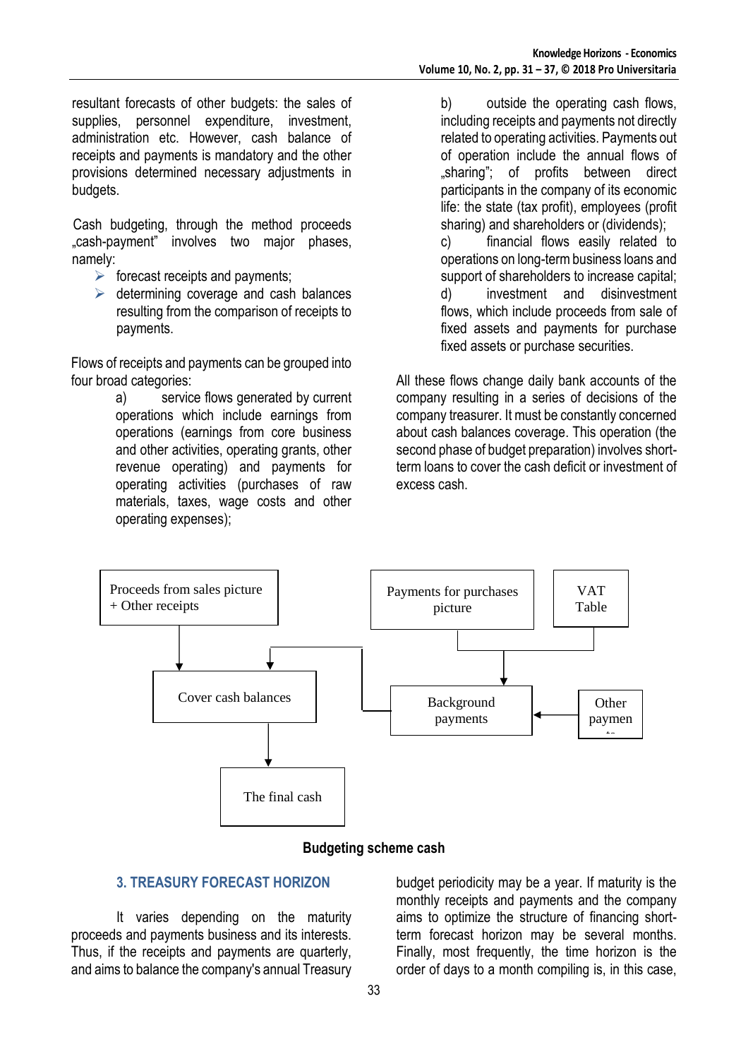resultant forecasts of other budgets: the sales of supplies, personnel expenditure, investment, administration etc. However, cash balance of receipts and payments is mandatory and the other provisions determined necessary adjustments in budgets.

Cash budgeting, through the method proceeds „cash-payment" involves two major phases, namely:

- forecast receipts and payments;
- determining coverage and cash balances resulting from the comparison of receipts to payments.

Flows of receipts and payments can be grouped into four broad categories:

a) service flows generated by current operations which include earnings from operations (earnings from core business and other activities, operating grants, other revenue operating) and payments for operating activities (purchases of raw materials, taxes, wage costs and other operating expenses);

b) outside the operating cash flows, including receipts and payments not directly related to operating activities. Payments out of operation include the annual flows of „sharing"; of profits between direct participants in the company of its economic life: the state (tax profit), employees (profit sharing) and shareholders or (dividends);

c) financial flows easily related to operations on long-term business loans and support of shareholders to increase capital;

d) investment and disinvestment flows, which include proceeds from sale of fixed assets and payments for purchase fixed assets or purchase securities.

All these flows change daily bank accounts of the company resulting in a series of decisions of the company treasurer. It must be constantly concerned about cash balances coverage. This operation (the second phase of budget preparation) involves short-term loans to cover the cash deficit or investment of excess cash.

Proceeds from sales picture + Other receipts

Payments for purchases picture

VAT Table

Cover cash balances

Background payments

Other paymen...

The final cash

**Budgeting scheme cash**

## 3. TREASURY FORECAST HORIZON

It varies depending on the maturity proceeds and payments business and its interests. Thus, if the receipts and payments are quarterly, and aims to balance the company's annual Treasury budget periodicity may be a year. If maturity is the monthly receipts and payments and the company aims to optimize the structure of financing short-term forecast horizon may be several months. Finally, most frequently, the time horizon is the order of days to a month compiling is, in this case,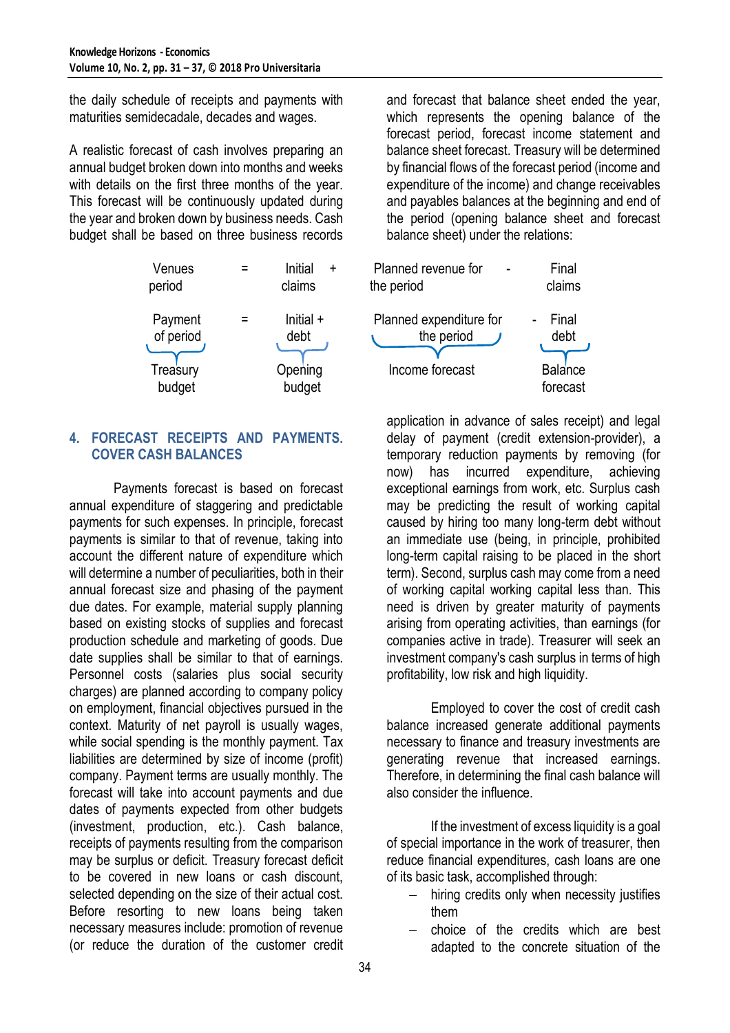the daily schedule of receipts and payments with maturities semidecadale, decades and wages.

A realistic forecast of cash involves preparing an annual budget broken down into months and weeks with details on the first three months of the year. This forecast will be continuously updated during the year and broken down by business needs. Cash budget shall be based on three business records and forecast that balance sheet ended the year, which represents the opening balance of the forecast period, forecast income statement and balance sheet forecast. Treasury will be determined by financial flows of the forecast period (income and expenditure of the income) and change receivables and payables balances at the beginning and end of the period (opening balance sheet and forecast balance sheet) under the relations:

| Venues period | = | Initial claims | + | Planned revenue for the period | - | Final claims |
|---|---|---|---|---|---|---|
| Payment of period | = | Initial debt | + | Planned expenditure for the period | - | Final debt |
| Treasury budget | | Opening budget | | Income forecast | | Balance forecast |

## 4. FORECAST RECEIPTS AND PAYMENTS. COVER CASH BALANCES

Payments forecast is based on forecast annual expenditure of staggering and predictable payments for such expenses. In principle, forecast payments is similar to that of revenue, taking into account the different nature of expenditure which will determine a number of peculiarities, both in their annual forecast size and phasing of the payment due dates. For example, material supply planning based on existing stocks of supplies and forecast production schedule and marketing of goods. Due date supplies shall be similar to that of earnings. Personnel costs (salaries plus social security charges) are planned according to company policy on employment, financial objectives pursued in the context. Maturity of net payroll is usually wages, while social spending is the monthly payment. Tax liabilities are determined by size of income (profit) company. Payment terms are usually monthly. The forecast will take into account payments and due dates of payments expected from other budgets (investment, production, etc.). Cash balance, receipts of payments resulting from the comparison may be surplus or deficit. Treasury forecast deficit to be covered in new loans or cash discount, selected depending on the size of their actual cost. Before resorting to new loans being taken necessary measures include: promotion of revenue (or reduce the duration of the customer credit application in advance of sales receipt) and legal delay of payment (credit extension-provider), a temporary reduction payments by removing (for now) has incurred expenditure, achieving exceptional earnings from work, etc. Surplus cash may be predicting the result of working capital caused by hiring too many long-term debt without an immediate use (being, in principle, prohibited long-term capital raising to be placed in the short term). Second, surplus cash may come from a need of working capital working capital less than. This need is driven by greater maturity of payments arising from operating activities, than earnings (for companies active in trade). Treasurer will seek an investment company's cash surplus in terms of high profitability, low risk and high liquidity.

Employed to cover the cost of credit cash balance increased generate additional payments necessary to finance and treasury investments are generating revenue that increased earnings. Therefore, in determining the final cash balance will also consider the influence.

If the investment of excess liquidity is a goal of special importance in the work of treasurer, then reduce financial expenditures, cash loans are one of its basic task, accomplished through:

- hiring credits only when necessity justifies them
- choice of the credits which are best adapted to the concrete situation of the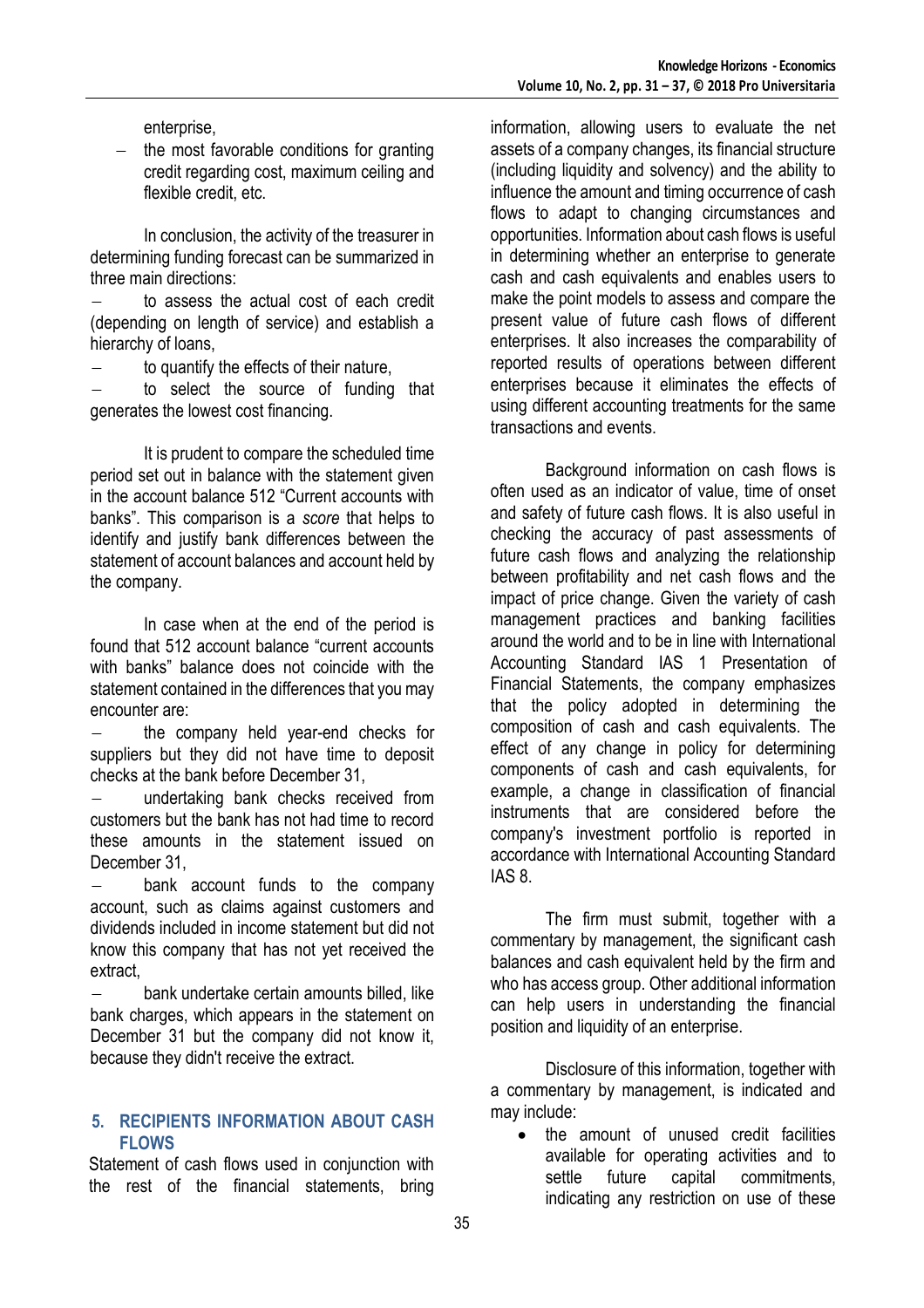enterprise,

- the most favorable conditions for granting credit regarding cost, maximum ceiling and flexible credit, etc.

In conclusion, the activity of the treasurer in determining funding forecast can be summarized in three main directions:

- to assess the actual cost of each credit (depending on length of service) and establish a hierarchy of loans,
- to quantify the effects of their nature,
- to select the source of funding that generates the lowest cost financing.

It is prudent to compare the scheduled time period set out in balance with the statement given in the account balance 512 "Current accounts with banks". This comparison is a *score* that helps to identify and justify bank differences between the statement of account balances and account held by the company.

In case when at the end of the period is found that 512 account balance "current accounts with banks" balance does not coincide with the statement contained in the differences that you may encounter are:

- the company held year-end checks for suppliers but they did not have time to deposit checks at the bank before December 31,
- undertaking bank checks received from customers but the bank has not had time to record these amounts in the statement issued on December 31,
- bank account funds to the company account, such as claims against customers and dividends included in income statement but did not know this company that has not yet received the extract,
- bank undertake certain amounts billed, like bank charges, which appears in the statement on December 31 but the company did not know it, because they didn't receive the extract.

## 5. RECIPIENTS INFORMATION ABOUT CASH FLOWS

Statement of cash flows used in conjunction with the rest of the financial statements, bring information, allowing users to evaluate the net assets of a company changes, its financial structure (including liquidity and solvency) and the ability to influence the amount and timing occurrence of cash flows to adapt to changing circumstances and opportunities. Information about cash flows is useful in determining whether an enterprise to generate cash and cash equivalents and enables users to make the point models to assess and compare the present value of future cash flows of different enterprises. It also increases the comparability of reported results of operations between different enterprises because it eliminates the effects of using different accounting treatments for the same transactions and events.

Background information on cash flows is often used as an indicator of value, time of onset and safety of future cash flows. It is also useful in checking the accuracy of past assessments of future cash flows and analyzing the relationship between profitability and net cash flows and the impact of price change. Given the variety of cash management practices and banking facilities around the world and to be in line with International Accounting Standard IAS 1 Presentation of Financial Statements, the company emphasizes that the policy adopted in determining the composition of cash and cash equivalents. The effect of any change in policy for determining components of cash and cash equivalents, for example, a change in classification of financial instruments that are considered before the company's investment portfolio is reported in accordance with International Accounting Standard IAS 8.

The firm must submit, together with a commentary by management, the significant cash balances and cash equivalent held by the firm and who has access group. Other additional information can help users in understanding the financial position and liquidity of an enterprise.

Disclosure of this information, together with a commentary by management, is indicated and may include:

- the amount of unused credit facilities available for operating activities and to settle future capital commitments, indicating any restriction on use of these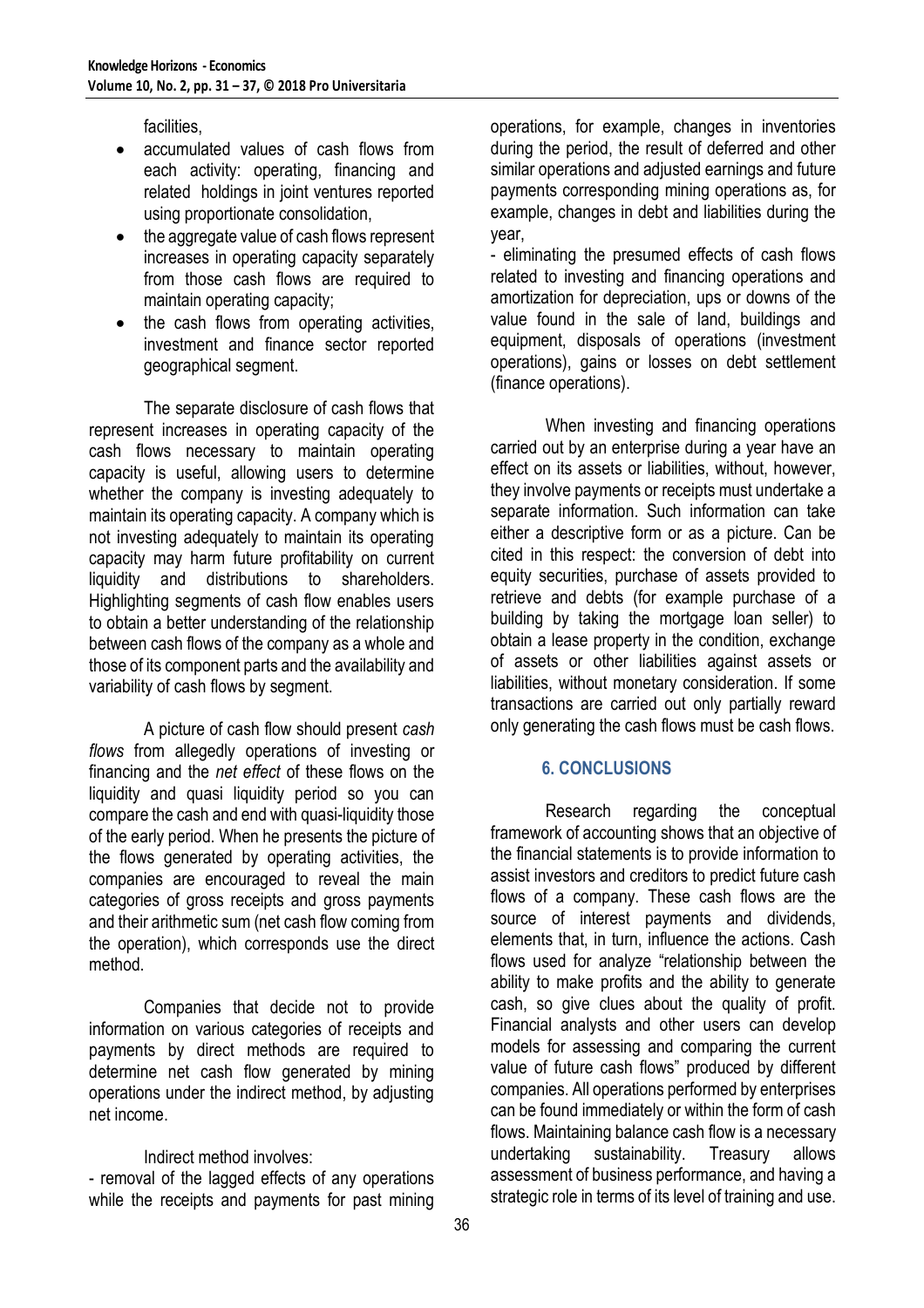facilities,

- accumulated values of cash flows from each activity: operating, financing and related holdings in joint ventures reported using proportionate consolidation,
- the aggregate value of cash flows represent increases in operating capacity separately from those cash flows are required to maintain operating capacity;
- the cash flows from operating activities, investment and finance sector reported geographical segment.

The separate disclosure of cash flows that represent increases in operating capacity of the cash flows necessary to maintain operating capacity is useful, allowing users to determine whether the company is investing adequately to maintain its operating capacity. A company which is not investing adequately to maintain its operating capacity may harm future profitability on current liquidity and distributions to shareholders. Highlighting segments of cash flow enables users to obtain a better understanding of the relationship between cash flows of the company as a whole and those of its component parts and the availability and variability of cash flows by segment.

A picture of cash flow should present *cash flows* from allegedly operations of investing or financing and the *net effect* of these flows on the liquidity and quasi liquidity period so you can compare the cash and end with quasi-liquidity those of the early period. When he presents the picture of the flows generated by operating activities, the companies are encouraged to reveal the main categories of gross receipts and gross payments and their arithmetic sum (net cash flow coming from the operation), which corresponds use the direct method.

Companies that decide not to provide information on various categories of receipts and payments by direct methods are required to determine net cash flow generated by mining operations under the indirect method, by adjusting net income.

Indirect method involves:

- removal of the lagged effects of any operations while the receipts and payments for past mining operations, for example, changes in inventories during the period, the result of deferred and other similar operations and adjusted earnings and future payments corresponding mining operations as, for example, changes in debt and liabilities during the year,
- eliminating the presumed effects of cash flows related to investing and financing operations and amortization for depreciation, ups or downs of the value found in the sale of land, buildings and equipment, disposals of operations (investment operations), gains or losses on debt settlement (finance operations).

When investing and financing operations carried out by an enterprise during a year have an effect on its assets or liabilities, without, however, they involve payments or receipts must undertake a separate information. Such information can take either a descriptive form or as a picture. Can be cited in this respect: the conversion of debt into equity securities, purchase of assets provided to retrieve and debts (for example purchase of a building by taking the mortgage loan seller) to obtain a lease property in the condition, exchange of assets or other liabilities against assets or liabilities, without monetary consideration. If some transactions are carried out only partially reward only generating the cash flows must be cash flows.

## 6. CONCLUSIONS

Research regarding the conceptual framework of accounting shows that an objective of the financial statements is to provide information to assist investors and creditors to predict future cash flows of a company. These cash flows are the source of interest payments and dividends, elements that, in turn, influence the actions. Cash flows used for analyze "relationship between the ability to make profits and the ability to generate cash, so give clues about the quality of profit. Financial analysts and other users can develop models for assessing and comparing the current value of future cash flows" produced by different companies. All operations performed by enterprises can be found immediately or within the form of cash flows. Maintaining balance cash flow is a necessary undertaking sustainability. Treasury allows assessment of business performance, and having a strategic role in terms of its level of training and use.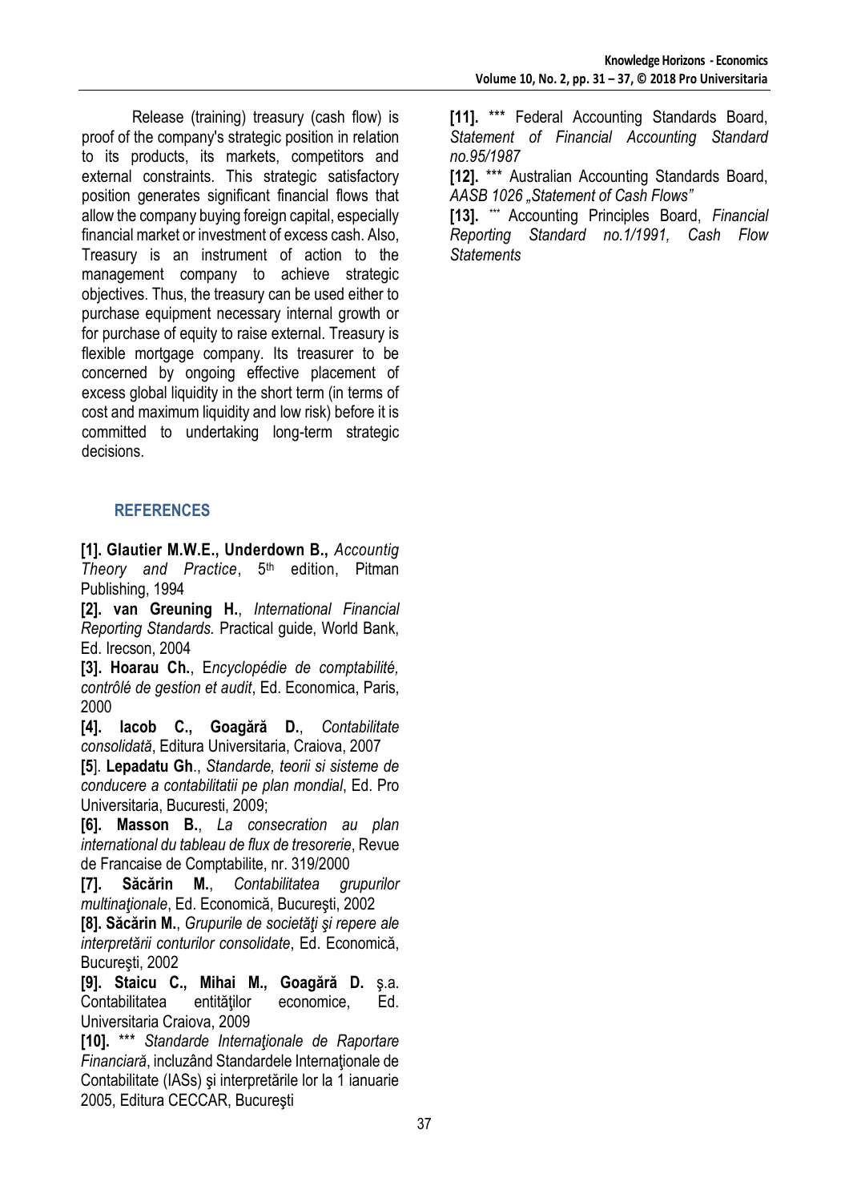Release (training) treasury (cash flow) is proof of the company's strategic position in relation to its products, its markets, competitors and external constraints. This strategic satisfactory position generates significant financial flows that allow the company buying foreign capital, especially financial market or investment of excess cash. Also, Treasury is an instrument of action to the management company to achieve strategic objectives. Thus, the treasury can be used either to purchase equipment necessary internal growth or for purchase of equity to raise external. Treasury is flexible mortgage company. Its treasurer to be concerned by ongoing effective placement of excess global liquidity in the short term (in terms of cost and maximum liquidity and low risk) before it is committed to undertaking long-term strategic decisions.

## REFERENCES

**[1]. Glautier M.W.E., Underdown B.,** *Accountig Theory and Practice*, 5th edition, Pitman Publishing, 1994

**[2]. van Greuning H.**, *International Financial Reporting Standards.* Practical guide, World Bank, Ed. Irecson, 2004

**[3]. Hoarau Ch.**, E*ncyclopédie de comptabilité, contrôlé de gestion et audit*, Ed. Economica, Paris, 2000

**[4]. Iacob C., Goagără D.**, *Contabilitate consolidată*, Editura Universitaria, Craiova, 2007

**[5]. Lepadatu Gh.**, *Standarde, teorii si sisteme de conducere a contabilitatii pe plan mondial*, Ed. Pro Universitaria, Bucuresti, 2009;

**[6]. Masson B.**, *La consecration au plan international du tableau de flux de tresorerie*, Revue de Francaise de Comptabilite, nr. 319/2000

**[7]. Săcărin M.**, *Contabilitatea grupurilor multinaţionale*, Ed. Economică, Bucureşti, 2002

**[8]. Săcărin M.**, *Grupurile de societăţi şi repere ale interpretării conturilor consolidate*, Ed. Economică, Bucureşti, 2002

**[9]. Staicu C., Mihai M., Goagără D.** ş.a. Contabilitatea entităţilor economice, Ed. Universitaria Craiova, 2009

**[10].** \*\*\* *Standarde Internaţionale de Raportare Financiară*, incluzând Standardele Internaţionale de Contabilitate (IASs) şi interpretările lor la 1 ianuarie 2005, Editura CECCAR, Bucureşti

**[11].** \*\*\* Federal Accounting Standards Board, *Statement of Financial Accounting Standard no.95/1987*

**[12].** \*\*\* Australian Accounting Standards Board, *AASB 1026 „Statement of Cash Flows"*

**[13].** \*\*\* Accounting Principles Board, *Financial Reporting Standard no.1/1991, Cash Flow Statements*